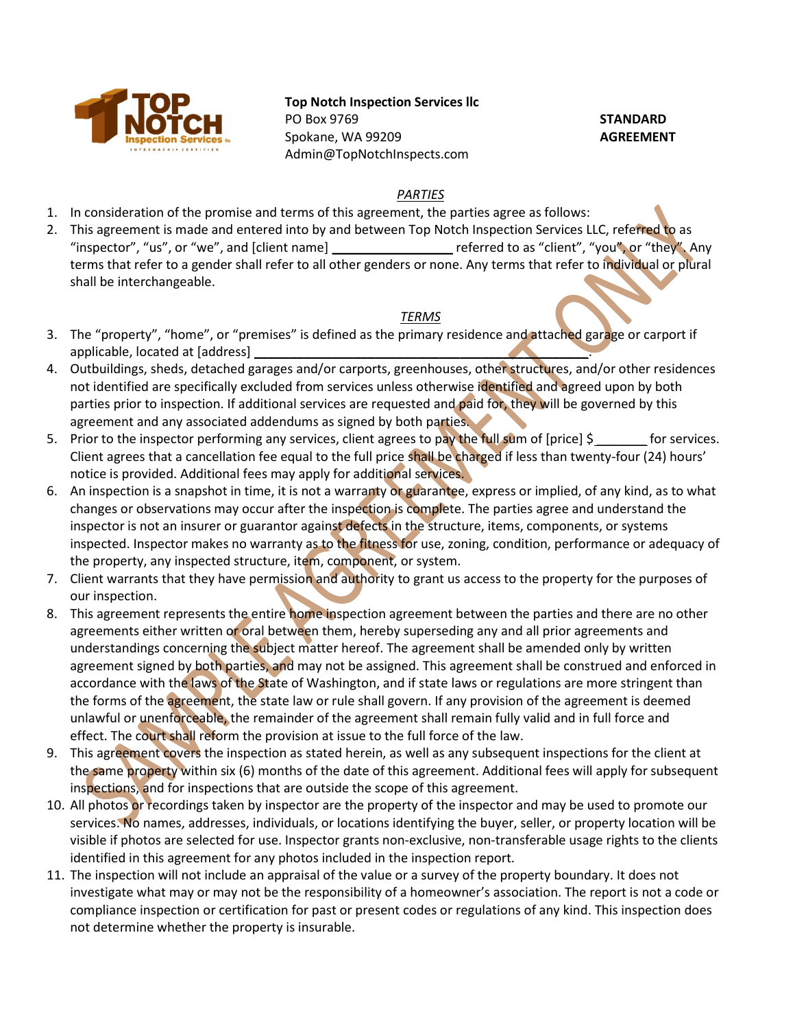**Top Notch Inspection Services llc**
PO Box 9769
Spokane, WA 99209
Admin@TopNotchInspects.com

**STANDARD AGREEMENT**

*PARTIES*

1. In consideration of the promise and terms of this agreement, the parties agree as follows:
2. This agreement is made and entered into by and between Top Notch Inspection Services LLC, referred to as "inspector", "us", or "we", and [client name] _________________ referred to as "client", "you", or "they". Any terms that refer to a gender shall refer to all other genders or none. Any terms that refer to individual or plural shall be interchangeable.

*TERMS*

3. The "property", "home", or "premises" is defined as the primary residence and attached garage or carport if applicable, located at [address] _______________________________________________.
4. Outbuildings, sheds, detached garages and/or carports, greenhouses, other structures, and/or other residences not identified are specifically excluded from services unless otherwise identified and agreed upon by both parties prior to inspection. If additional services are requested and paid for, they will be governed by this agreement and any associated addendums as signed by both parties.
5. Prior to the inspector performing any services, client agrees to pay the full sum of [price] $_______ for services. Client agrees that a cancellation fee equal to the full price shall be charged if less than twenty-four (24) hours' notice is provided. Additional fees may apply for additional services.
6. An inspection is a snapshot in time, it is not a warranty or guarantee, express or implied, of any kind, as to what changes or observations may occur after the inspection is complete. The parties agree and understand the inspector is not an insurer or guarantor against defects in the structure, items, components, or systems inspected. Inspector makes no warranty as to the fitness for use, zoning, condition, performance or adequacy of the property, any inspected structure, item, component, or system.
7. Client warrants that they have permission and authority to grant us access to the property for the purposes of our inspection.
8. This agreement represents the entire home inspection agreement between the parties and there are no other agreements either written or oral between them, hereby superseding any and all prior agreements and understandings concerning the subject matter hereof. The agreement shall be amended only by written agreement signed by both parties, and may not be assigned. This agreement shall be construed and enforced in accordance with the laws of the State of Washington, and if state laws or regulations are more stringent than the forms of the agreement, the state law or rule shall govern. If any provision of the agreement is deemed unlawful or unenforceable, the remainder of the agreement shall remain fully valid and in full force and effect. The court shall reform the provision at issue to the full force of the law.
9. This agreement covers the inspection as stated herein, as well as any subsequent inspections for the client at the same property within six (6) months of the date of this agreement. Additional fees will apply for subsequent inspections, and for inspections that are outside the scope of this agreement.
10. All photos or recordings taken by inspector are the property of the inspector and may be used to promote our services. No names, addresses, individuals, or locations identifying the buyer, seller, or property location will be visible if photos are selected for use. Inspector grants non-exclusive, non-transferable usage rights to the clients identified in this agreement for any photos included in the inspection report.
11. The inspection will not include an appraisal of the value or a survey of the property boundary. It does not investigate what may or may not be the responsibility of a homeowner's association. The report is not a code or compliance inspection or certification for past or present codes or regulations of any kind. This inspection does not determine whether the property is insurable.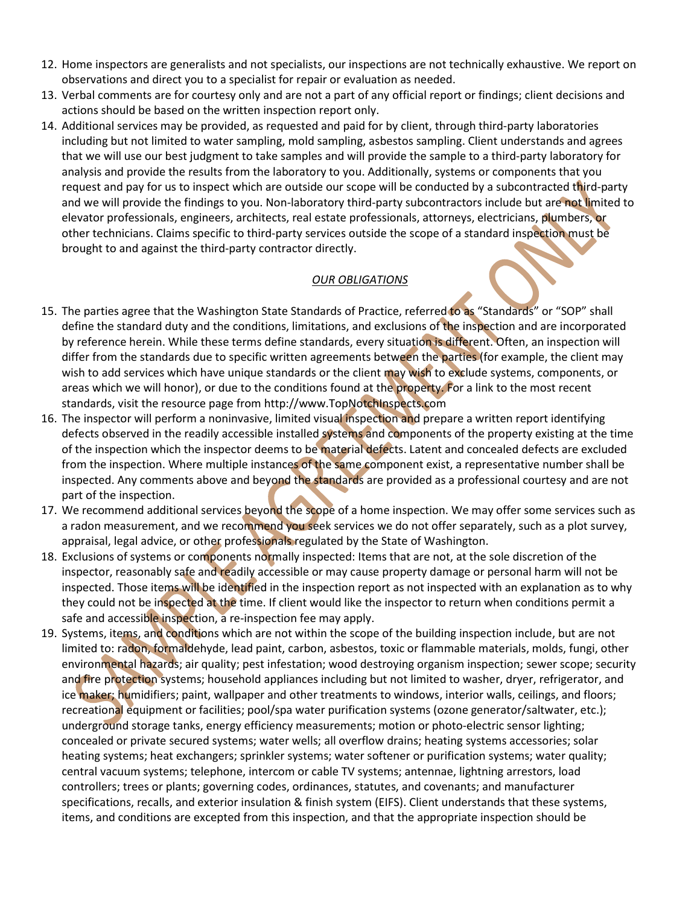12. Home inspectors are generalists and not specialists, our inspections are not technically exhaustive. We report on observations and direct you to a specialist for repair or evaluation as needed.
13. Verbal comments are for courtesy only and are not a part of any official report or findings; client decisions and actions should be based on the written inspection report only.
14. Additional services may be provided, as requested and paid for by client, through third-party laboratories including but not limited to water sampling, mold sampling, asbestos sampling. Client understands and agrees that we will use our best judgment to take samples and will provide the sample to a third-party laboratory for analysis and provide the results from the laboratory to you. Additionally, systems or components that you request and pay for us to inspect which are outside our scope will be conducted by a subcontracted third-party and we will provide the findings to you. Non-laboratory third-party subcontractors include but are not limited to elevator professionals, engineers, architects, real estate professionals, attorneys, electricians, plumbers, or other technicians. Claims specific to third-party services outside the scope of a standard inspection must be brought to and against the third-party contractor directly.

<u>*OUR OBLIGATIONS*</u>

15. The parties agree that the Washington State Standards of Practice, referred to as "Standards" or "SOP" shall define the standard duty and the conditions, limitations, and exclusions of the inspection and are incorporated by reference herein. While these terms define standards, every situation is different. Often, an inspection will differ from the standards due to specific written agreements between the parties (for example, the client may wish to add services which have unique standards or the client may wish to exclude systems, components, or areas which we will honor), or due to the conditions found at the property. For a link to the most recent standards, visit the resource page from http://www.TopNotchInspects.com
16. The inspector will perform a noninvasive, limited visual inspection and prepare a written report identifying defects observed in the readily accessible installed systems and components of the property existing at the time of the inspection which the inspector deems to be material defects. Latent and concealed defects are excluded from the inspection. Where multiple instances of the same component exist, a representative number shall be inspected. Any comments above and beyond the standards are provided as a professional courtesy and are not part of the inspection.
17. We recommend additional services beyond the scope of a home inspection. We may offer some services such as a radon measurement, and we recommend you seek services we do not offer separately, such as a plot survey, appraisal, legal advice, or other professionals regulated by the State of Washington.
18. Exclusions of systems or components normally inspected: Items that are not, at the sole discretion of the inspector, reasonably safe and readily accessible or may cause property damage or personal harm will not be inspected. Those items will be identified in the inspection report as not inspected with an explanation as to why they could not be inspected at the time. If client would like the inspector to return when conditions permit a safe and accessible inspection, a re-inspection fee may apply.
19. Systems, items, and conditions which are not within the scope of the building inspection include, but are not limited to: radon, formaldehyde, lead paint, carbon, asbestos, toxic or flammable materials, molds, fungi, other environmental hazards; air quality; pest infestation; wood destroying organism inspection; sewer scope; security and fire protection systems; household appliances including but not limited to washer, dryer, refrigerator, and ice maker; humidifiers; paint, wallpaper and other treatments to windows, interior walls, ceilings, and floors; recreational equipment or facilities; pool/spa water purification systems (ozone generator/saltwater, etc.); underground storage tanks, energy efficiency measurements; motion or photo-electric sensor lighting; concealed or private secured systems; water wells; all overflow drains; heating systems accessories; solar heating systems; heat exchangers; sprinkler systems; water softener or purification systems; water quality; central vacuum systems; telephone, intercom or cable TV systems; antennae, lightning arrestors, load controllers; trees or plants; governing codes, ordinances, statutes, and covenants; and manufacturer specifications, recalls, and exterior insulation & finish system (EIFS). Client understands that these systems, items, and conditions are excepted from this inspection, and that the appropriate inspection should be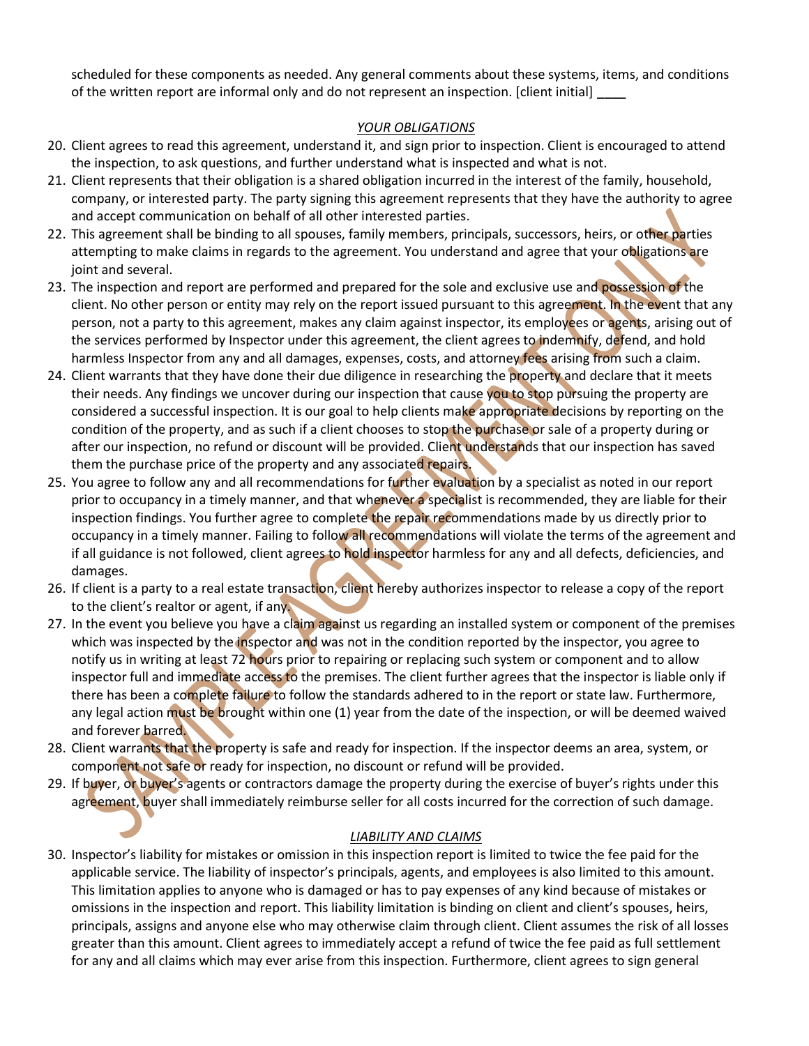scheduled for these components as needed. Any general comments about these systems, items, and conditions of the written report are informal only and do not represent an inspection. [client initial] ____

### *YOUR OBLIGATIONS*

20. Client agrees to read this agreement, understand it, and sign prior to inspection. Client is encouraged to attend the inspection, to ask questions, and further understand what is inspected and what is not.
21. Client represents that their obligation is a shared obligation incurred in the interest of the family, household, company, or interested party. The party signing this agreement represents that they have the authority to agree and accept communication on behalf of all other interested parties.
22. This agreement shall be binding to all spouses, family members, principals, successors, heirs, or other parties attempting to make claims in regards to the agreement. You understand and agree that your obligations are joint and several.
23. The inspection and report are performed and prepared for the sole and exclusive use and possession of the client. No other person or entity may rely on the report issued pursuant to this agreement. In the event that any person, not a party to this agreement, makes any claim against inspector, its employees or agents, arising out of the services performed by Inspector under this agreement, the client agrees to indemnify, defend, and hold harmless Inspector from any and all damages, expenses, costs, and attorney fees arising from such a claim.
24. Client warrants that they have done their due diligence in researching the property and declare that it meets their needs. Any findings we uncover during our inspection that cause you to stop pursuing the property are considered a successful inspection. It is our goal to help clients make appropriate decisions by reporting on the condition of the property, and as such if a client chooses to stop the purchase or sale of a property during or after our inspection, no refund or discount will be provided. Client understands that our inspection has saved them the purchase price of the property and any associated repairs.
25. You agree to follow any and all recommendations for further evaluation by a specialist as noted in our report prior to occupancy in a timely manner, and that whenever a specialist is recommended, they are liable for their inspection findings. You further agree to complete the repair recommendations made by us directly prior to occupancy in a timely manner. Failing to follow all recommendations will violate the terms of the agreement and if all guidance is not followed, client agrees to hold inspector harmless for any and all defects, deficiencies, and damages.
26. If client is a party to a real estate transaction, client hereby authorizes inspector to release a copy of the report to the client's realtor or agent, if any.
27. In the event you believe you have a claim against us regarding an installed system or component of the premises which was inspected by the inspector and was not in the condition reported by the inspector, you agree to notify us in writing at least 72 hours prior to repairing or replacing such system or component and to allow inspector full and immediate access to the premises. The client further agrees that the inspector is liable only if there has been a complete failure to follow the standards adhered to in the report or state law. Furthermore, any legal action must be brought within one (1) year from the date of the inspection, or will be deemed waived and forever barred.
28. Client warrants that the property is safe and ready for inspection. If the inspector deems an area, system, or component not safe or ready for inspection, no discount or refund will be provided.
29. If buyer, or buyer's agents or contractors damage the property during the exercise of buyer's rights under this agreement, buyer shall immediately reimburse seller for all costs incurred for the correction of such damage.

### *LIABILITY AND CLAIMS*

30. Inspector's liability for mistakes or omission in this inspection report is limited to twice the fee paid for the applicable service. The liability of inspector's principals, agents, and employees is also limited to this amount. This limitation applies to anyone who is damaged or has to pay expenses of any kind because of mistakes or omissions in the inspection and report. This liability limitation is binding on client and client's spouses, heirs, principals, assigns and anyone else who may otherwise claim through client. Client assumes the risk of all losses greater than this amount. Client agrees to immediately accept a refund of twice the fee paid as full settlement for any and all claims which may ever arise from this inspection. Furthermore, client agrees to sign general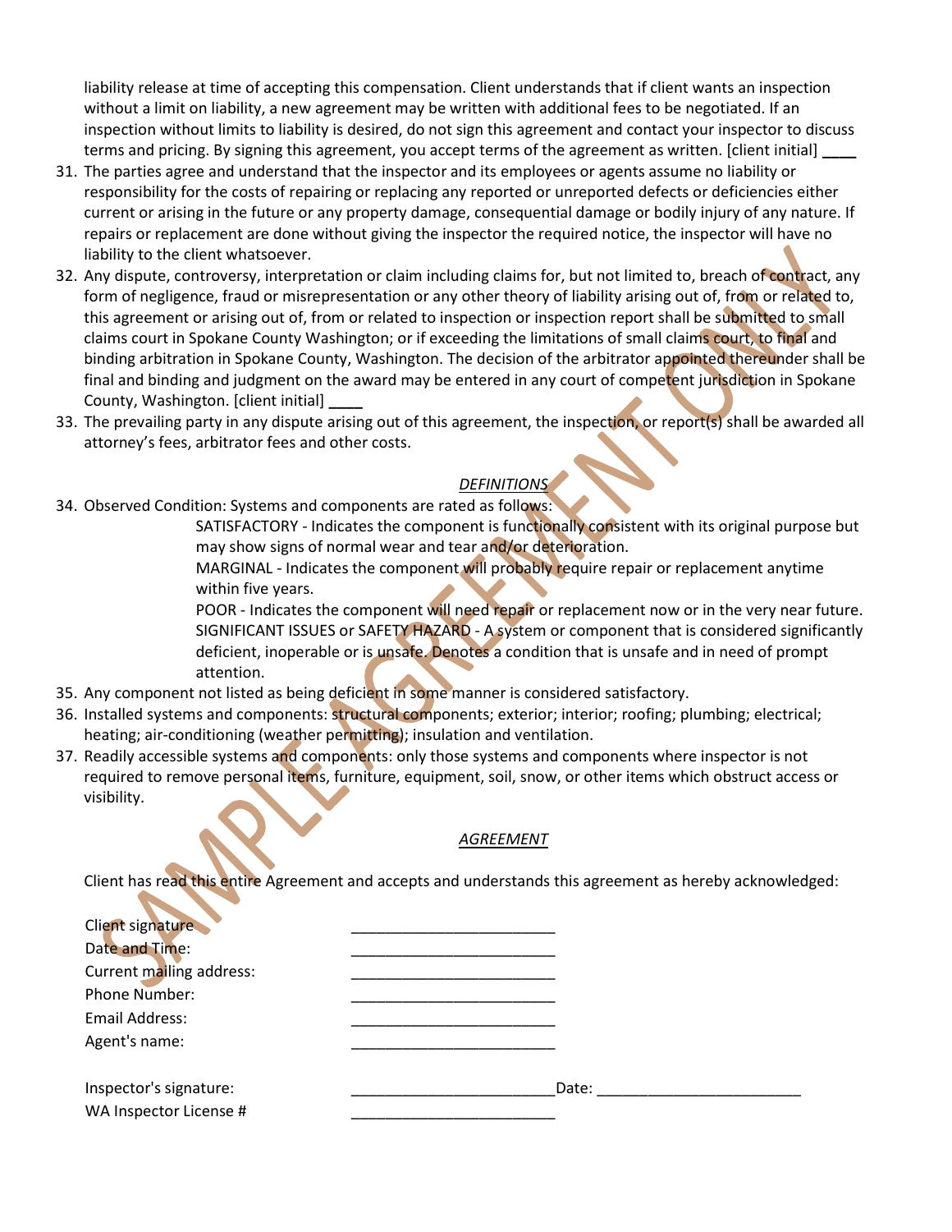liability release at time of accepting this compensation. Client understands that if client wants an inspection without a limit on liability, a new agreement may be written with additional fees to be negotiated. If an inspection without limits to liability is desired, do not sign this agreement and contact your inspector to discuss terms and pricing. By signing this agreement, you accept terms of the agreement as written. [client initial] ____

31. The parties agree and understand that the inspector and its employees or agents assume no liability or responsibility for the costs of repairing or replacing any reported or unreported defects or deficiencies either current or arising in the future or any property damage, consequential damage or bodily injury of any nature. If repairs or replacement are done without giving the inspector the required notice, the inspector will have no liability to the client whatsoever.
32. Any dispute, controversy, interpretation or claim including claims for, but not limited to, breach of contract, any form of negligence, fraud or misrepresentation or any other theory of liability arising out of, from or related to, this agreement or arising out of, from or related to inspection or inspection report shall be submitted to small claims court in Spokane County Washington; or if exceeding the limitations of small claims court, to final and binding arbitration in Spokane County, Washington. The decision of the arbitrator appointed thereunder shall be final and binding and judgment on the award may be entered in any court of competent jurisdiction in Spokane County, Washington. [client initial] ____
33. The prevailing party in any dispute arising out of this agreement, the inspection, or report(s) shall be awarded all attorney's fees, arbitrator fees and other costs.

*DEFINITIONS*

34. Observed Condition: Systems and components are rated as follows:

    SATISFACTORY - Indicates the component is functionally consistent with its original purpose but may show signs of normal wear and tear and/or deterioration.

    MARGINAL - Indicates the component will probably require repair or replacement anytime within five years.

    POOR - Indicates the component will need repair or replacement now or in the very near future.

    SIGNIFICANT ISSUES or SAFETY HAZARD - A system or component that is considered significantly deficient, inoperable or is unsafe. Denotes a condition that is unsafe and in need of prompt attention.
35. Any component not listed as being deficient in some manner is considered satisfactory.
36. Installed systems and components: structural components; exterior; interior; roofing; plumbing; electrical; heating; air-conditioning (weather permitting); insulation and ventilation.
37. Readily accessible systems and components: only those systems and components where inspector is not required to remove personal items, furniture, equipment, soil, snow, or other items which obstruct access or visibility.

*AGREEMENT*

Client has read this entire Agreement and accepts and understands this agreement as hereby acknowledged:

Client signature ________________________

Date and Time: ________________________

Current mailing address: ________________________

Phone Number: ________________________

Email Address: ________________________

Agent's name: ________________________

Inspector's signature: ________________________ Date: ________________________

WA Inspector License # ________________________

SAMPLE AGREEMENT ONLY